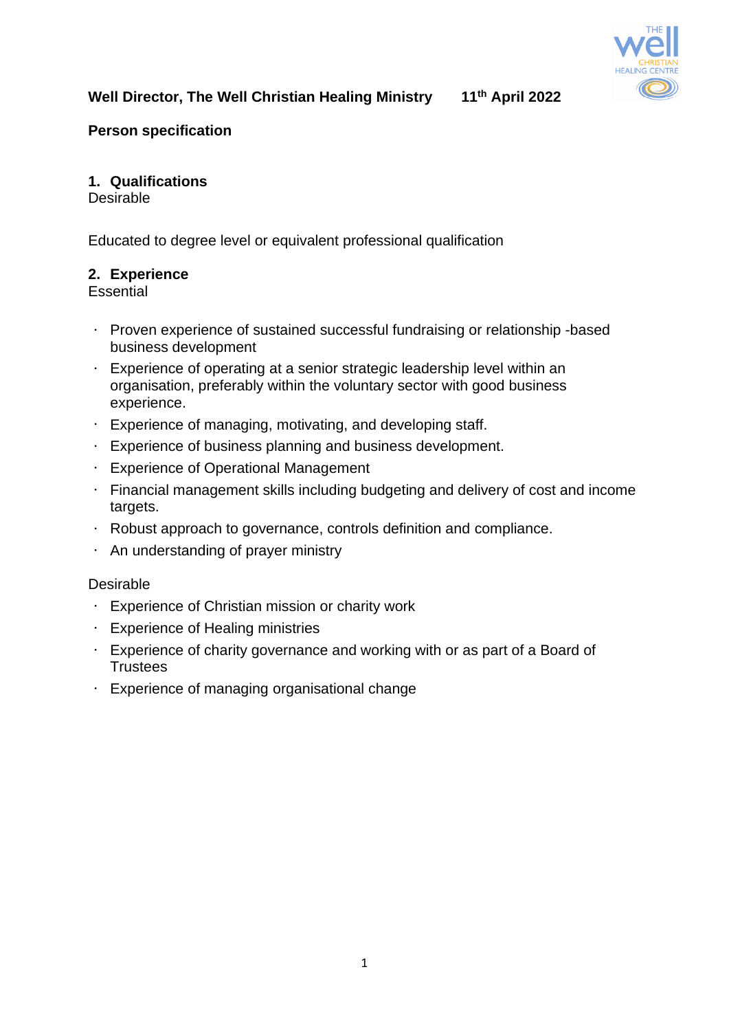**Well Director, The Well Christian Healing Ministry** **11th April 2022**

**Person specification**

## 1. Qualifications

Desirable

Educated to degree level or equivalent professional qualification

## 2. Experience

Essential

- Proven experience of sustained successful fundraising or relationship -based business development
- Experience of operating at a senior strategic leadership level within an organisation, preferably within the voluntary sector with good business experience.
- Experience of managing, motivating, and developing staff.
- Experience of business planning and business development.
- Experience of Operational Management
- Financial management skills including budgeting and delivery of cost and income targets.
- Robust approach to governance, controls definition and compliance.
- An understanding of prayer ministry

Desirable

- Experience of Christian mission or charity work
- Experience of Healing ministries
- Experience of charity governance and working with or as part of a Board of Trustees
- Experience of managing organisational change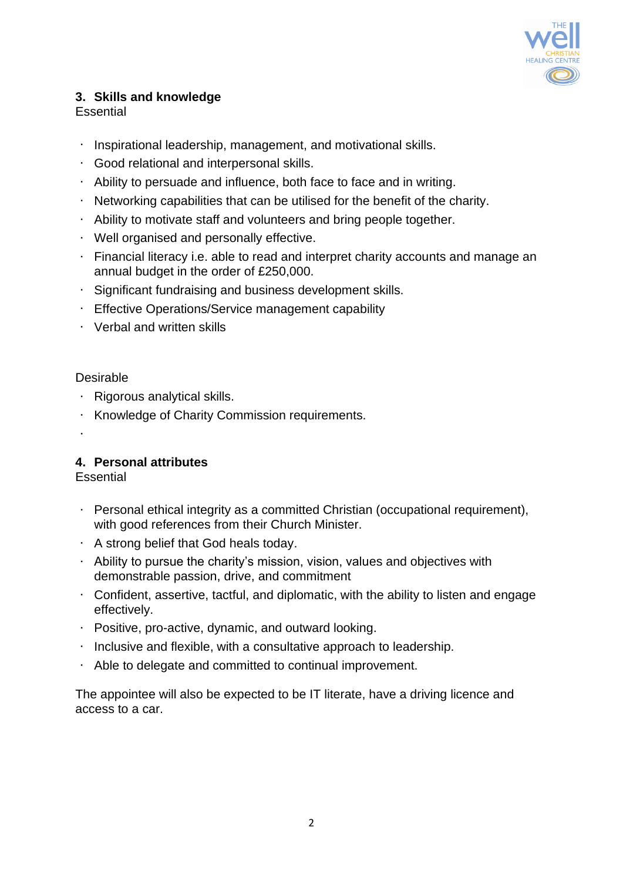### 3. Skills and knowledge

Essential

- Inspirational leadership, management, and motivational skills.
- Good relational and interpersonal skills.
- Ability to persuade and influence, both face to face and in writing.
- Networking capabilities that can be utilised for the benefit of the charity.
- Ability to motivate staff and volunteers and bring people together.
- Well organised and personally effective.
- Financial literacy i.e. able to read and interpret charity accounts and manage an annual budget in the order of £250,000.
- Significant fundraising and business development skills.
- Effective Operations/Service management capability
- Verbal and written skills

Desirable

- Rigorous analytical skills.
- Knowledge of Charity Commission requirements.

### 4. Personal attributes

Essential

- Personal ethical integrity as a committed Christian (occupational requirement), with good references from their Church Minister.
- A strong belief that God heals today.
- Ability to pursue the charity's mission, vision, values and objectives with demonstrable passion, drive, and commitment
- Confident, assertive, tactful, and diplomatic, with the ability to listen and engage effectively.
- Positive, pro-active, dynamic, and outward looking.
- Inclusive and flexible, with a consultative approach to leadership.
- Able to delegate and committed to continual improvement.

The appointee will also be expected to be IT literate, have a driving licence and access to a car.